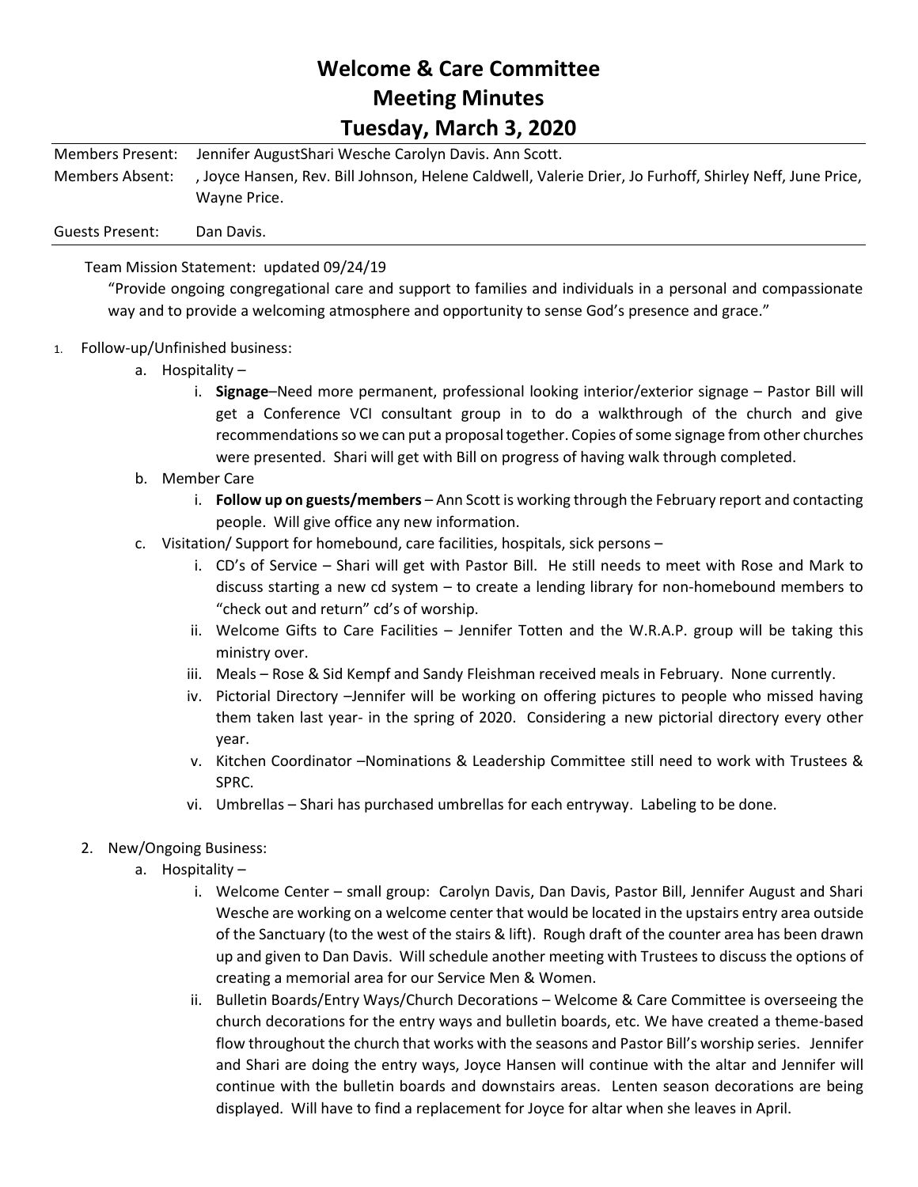# Welcome & Care Committee
# Meeting Minutes
# Tuesday, March 3, 2020

Members Present: Jennifer AugustShari Wesche Carolyn Davis. Ann Scott.

Members Absent: , Joyce Hansen, Rev. Bill Johnson, Helene Caldwell, Valerie Drier, Jo Furhoff, Shirley Neff, June Price, Wayne Price.

Guests Present: Dan Davis.

Team Mission Statement: updated 09/24/19

"Provide ongoing congregational care and support to families and individuals in a personal and compassionate way and to provide a welcoming atmosphere and opportunity to sense God's presence and grace."

1. Follow-up/Unfinished business:
   a. Hospitality –
      i. **Signage**–Need more permanent, professional looking interior/exterior signage – Pastor Bill will get a Conference VCI consultant group in to do a walkthrough of the church and give recommendations so we can put a proposal together. Copies of some signage from other churches were presented. Shari will get with Bill on progress of having walk through completed.
   b. Member Care
      i. **Follow up on guests/members** – Ann Scott is working through the February report and contacting people. Will give office any new information.
   c. Visitation/ Support for homebound, care facilities, hospitals, sick persons –
      i. CD's of Service – Shari will get with Pastor Bill. He still needs to meet with Rose and Mark to discuss starting a new cd system – to create a lending library for non-homebound members to "check out and return" cd's of worship.
      ii. Welcome Gifts to Care Facilities – Jennifer Totten and the W.R.A.P. group will be taking this ministry over.
      iii. Meals – Rose & Sid Kempf and Sandy Fleishman received meals in February. None currently.
      iv. Pictorial Directory –Jennifer will be working on offering pictures to people who missed having them taken last year- in the spring of 2020. Considering a new pictorial directory every other year.
      v. Kitchen Coordinator –Nominations & Leadership Committee still need to work with Trustees & SPRC.
      vi. Umbrellas – Shari has purchased umbrellas for each entryway. Labeling to be done.

2. New/Ongoing Business:
   a. Hospitality –
      i. Welcome Center – small group: Carolyn Davis, Dan Davis, Pastor Bill, Jennifer August and Shari Wesche are working on a welcome center that would be located in the upstairs entry area outside of the Sanctuary (to the west of the stairs & lift). Rough draft of the counter area has been drawn up and given to Dan Davis. Will schedule another meeting with Trustees to discuss the options of creating a memorial area for our Service Men & Women.
      ii. Bulletin Boards/Entry Ways/Church Decorations – Welcome & Care Committee is overseeing the church decorations for the entry ways and bulletin boards, etc. We have created a theme-based flow throughout the church that works with the seasons and Pastor Bill's worship series. Jennifer and Shari are doing the entry ways, Joyce Hansen will continue with the altar and Jennifer will continue with the bulletin boards and downstairs areas. Lenten season decorations are being displayed. Will have to find a replacement for Joyce for altar when she leaves in April.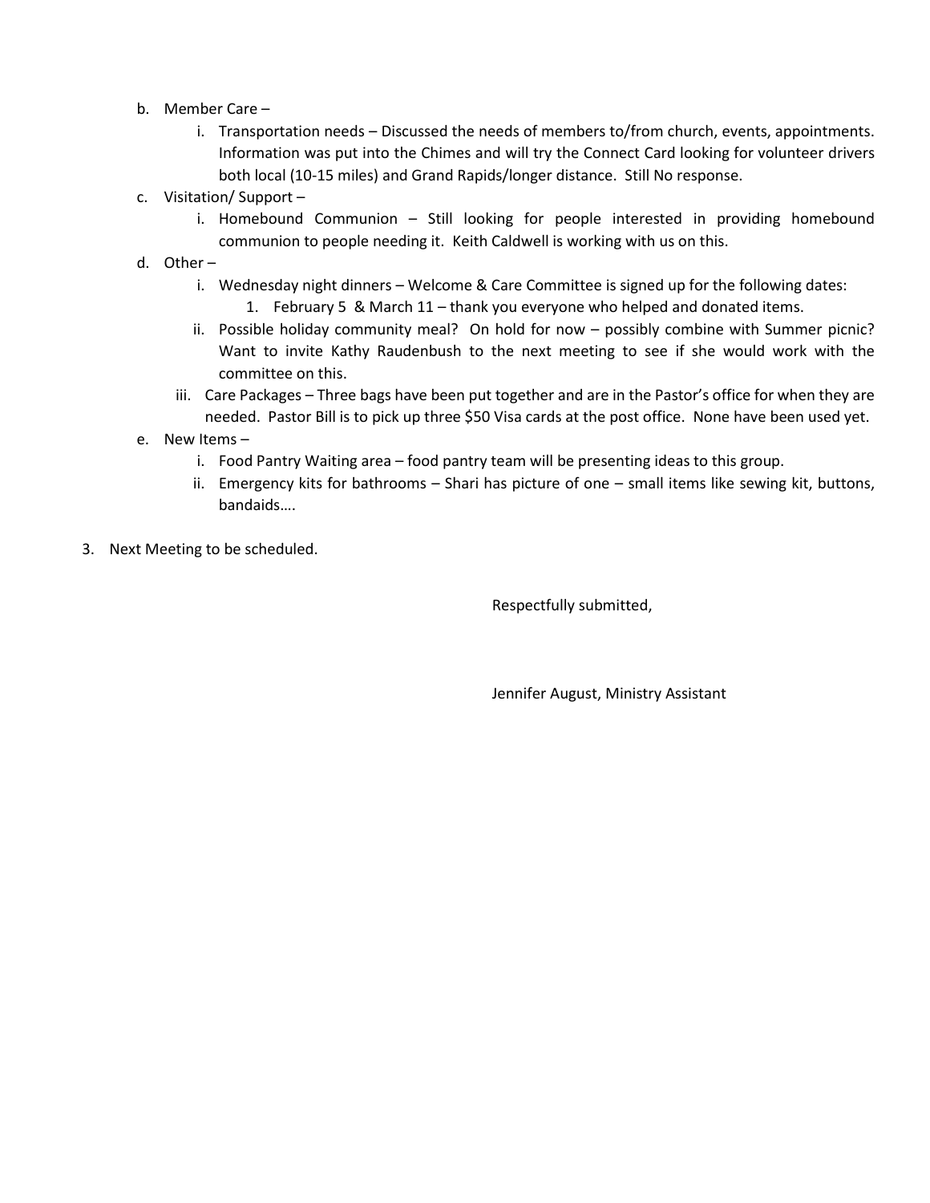b. Member Care –
   i. Transportation needs – Discussed the needs of members to/from church, events, appointments. Information was put into the Chimes and will try the Connect Card looking for volunteer drivers both local (10-15 miles) and Grand Rapids/longer distance. Still No response.

c. Visitation/ Support –
   i. Homebound Communion – Still looking for people interested in providing homebound communion to people needing it. Keith Caldwell is working with us on this.

d. Other –
   i. Wednesday night dinners – Welcome & Care Committee is signed up for the following dates:
      1. February 5 & March 11 – thank you everyone who helped and donated items.
   ii. Possible holiday community meal? On hold for now – possibly combine with Summer picnic? Want to invite Kathy Raudenbush to the next meeting to see if she would work with the committee on this.
   iii. Care Packages – Three bags have been put together and are in the Pastor's office for when they are needed. Pastor Bill is to pick up three $50 Visa cards at the post office. None have been used yet.

e. New Items –
   i. Food Pantry Waiting area – food pantry team will be presenting ideas to this group.
   ii. Emergency kits for bathrooms – Shari has picture of one – small items like sewing kit, buttons, bandaids….

3. Next Meeting to be scheduled.

Respectfully submitted,

Jennifer August, Ministry Assistant